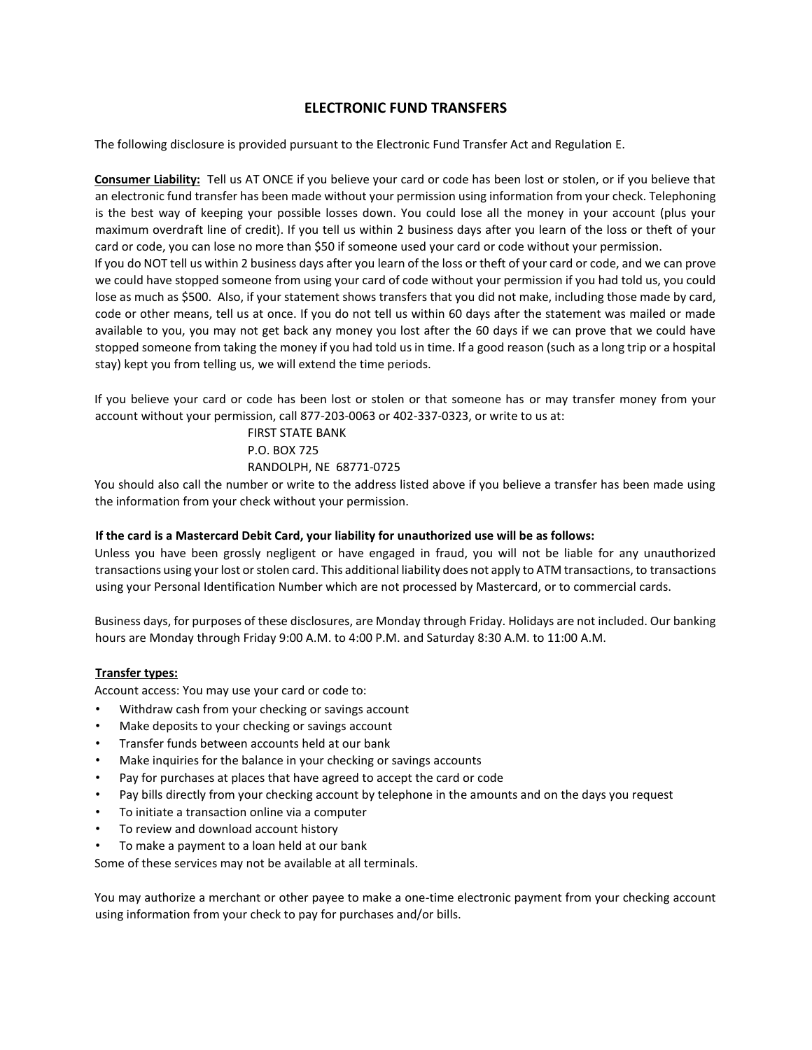# ELECTRONIC FUND TRANSFERS

The following disclosure is provided pursuant to the Electronic Fund Transfer Act and Regulation E.

**Consumer Liability:** Tell us AT ONCE if you believe your card or code has been lost or stolen, or if you believe that an electronic fund transfer has been made without your permission using information from your check. Telephoning is the best way of keeping your possible losses down. You could lose all the money in your account (plus your maximum overdraft line of credit). If you tell us within 2 business days after you learn of the loss or theft of your card or code, you can lose no more than $50 if someone used your card or code without your permission.
If you do NOT tell us within 2 business days after you learn of the loss or theft of your card or code, and we can prove we could have stopped someone from using your card of code without your permission if you had told us, you could lose as much as $500. Also, if your statement shows transfers that you did not make, including those made by card, code or other means, tell us at once. If you do not tell us within 60 days after the statement was mailed or made available to you, you may not get back any money you lost after the 60 days if we can prove that we could have stopped someone from taking the money if you had told us in time. If a good reason (such as a long trip or a hospital stay) kept you from telling us, we will extend the time periods.

If you believe your card or code has been lost or stolen or that someone has or may transfer money from your account without your permission, call 877-203-0063 or 402-337-0323, or write to us at:

FIRST STATE BANK
P.O. BOX 725
RANDOLPH, NE 68771-0725

You should also call the number or write to the address listed above if you believe a transfer has been made using the information from your check without your permission.

**If the card is a Mastercard Debit Card, your liability for unauthorized use will be as follows:**
Unless you have been grossly negligent or have engaged in fraud, you will not be liable for any unauthorized transactions using your lost or stolen card. This additional liability does not apply to ATM transactions, to transactions using your Personal Identification Number which are not processed by Mastercard, or to commercial cards.

Business days, for purposes of these disclosures, are Monday through Friday. Holidays are not included. Our banking hours are Monday through Friday 9:00 A.M. to 4:00 P.M. and Saturday 8:30 A.M. to 11:00 A.M.

**Transfer types:**
Account access: You may use your card or code to:

- Withdraw cash from your checking or savings account
- Make deposits to your checking or savings account
- Transfer funds between accounts held at our bank
- Make inquiries for the balance in your checking or savings accounts
- Pay for purchases at places that have agreed to accept the card or code
- Pay bills directly from your checking account by telephone in the amounts and on the days you request
- To initiate a transaction online via a computer
- To review and download account history
- To make a payment to a loan held at our bank

Some of these services may not be available at all terminals.

You may authorize a merchant or other payee to make a one-time electronic payment from your checking account using information from your check to pay for purchases and/or bills.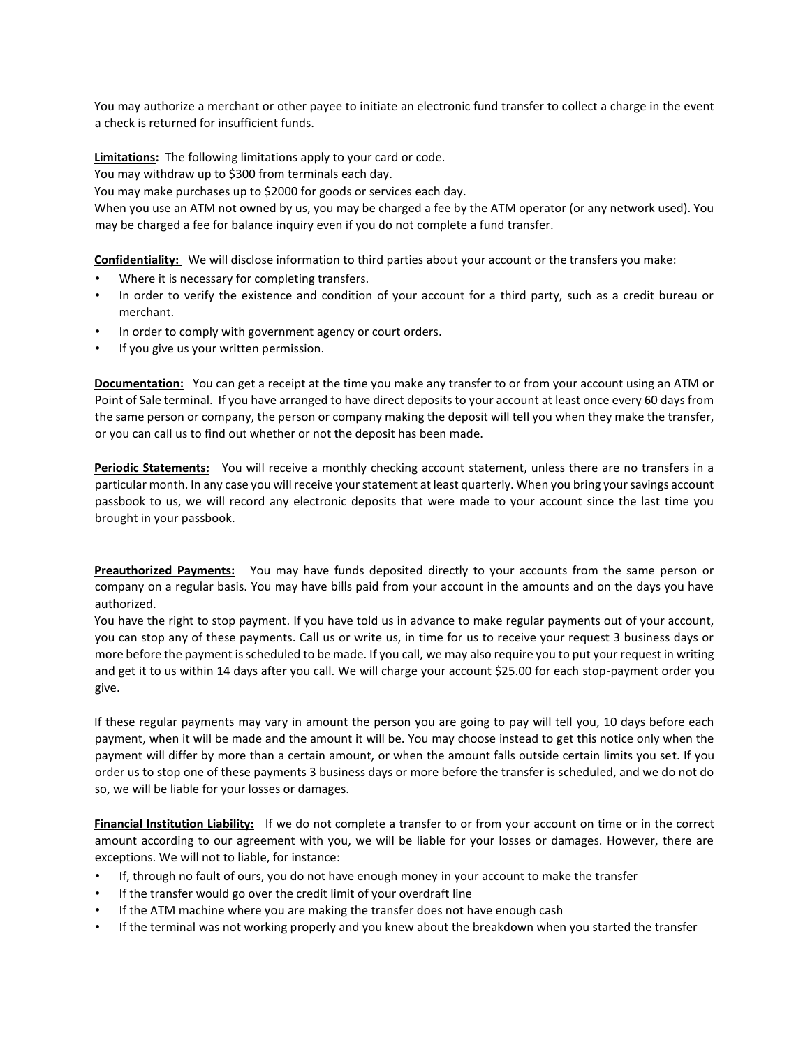You may authorize a merchant or other payee to initiate an electronic fund transfer to collect a charge in the event a check is returned for insufficient funds.

**Limitations:** The following limitations apply to your card or code.
You may withdraw up to $300 from terminals each day.
You may make purchases up to $2000 for goods or services each day.
When you use an ATM not owned by us, you may be charged a fee by the ATM operator (or any network used). You may be charged a fee for balance inquiry even if you do not complete a fund transfer.

**Confidentiality:** We will disclose information to third parties about your account or the transfers you make:

- Where it is necessary for completing transfers.
- In order to verify the existence and condition of your account for a third party, such as a credit bureau or merchant.
- In order to comply with government agency or court orders.
- If you give us your written permission.

**Documentation:** You can get a receipt at the time you make any transfer to or from your account using an ATM or Point of Sale terminal. If you have arranged to have direct deposits to your account at least once every 60 days from the same person or company, the person or company making the deposit will tell you when they make the transfer, or you can call us to find out whether or not the deposit has been made.

**Periodic Statements:** You will receive a monthly checking account statement, unless there are no transfers in a particular month. In any case you will receive your statement at least quarterly. When you bring your savings account passbook to us, we will record any electronic deposits that were made to your account since the last time you brought in your passbook.

**Preauthorized Payments:** You may have funds deposited directly to your accounts from the same person or company on a regular basis. You may have bills paid from your account in the amounts and on the days you have authorized.
You have the right to stop payment. If you have told us in advance to make regular payments out of your account, you can stop any of these payments. Call us or write us, in time for us to receive your request 3 business days or more before the payment is scheduled to be made. If you call, we may also require you to put your request in writing and get it to us within 14 days after you call. We will charge your account $25.00 for each stop-payment order you give.

If these regular payments may vary in amount the person you are going to pay will tell you, 10 days before each payment, when it will be made and the amount it will be. You may choose instead to get this notice only when the payment will differ by more than a certain amount, or when the amount falls outside certain limits you set. If you order us to stop one of these payments 3 business days or more before the transfer is scheduled, and we do not do so, we will be liable for your losses or damages.

**Financial Institution Liability:** If we do not complete a transfer to or from your account on time or in the correct amount according to our agreement with you, we will be liable for your losses or damages. However, there are exceptions. We will not to liable, for instance:

- If, through no fault of ours, you do not have enough money in your account to make the transfer
- If the transfer would go over the credit limit of your overdraft line
- If the ATM machine where you are making the transfer does not have enough cash
- If the terminal was not working properly and you knew about the breakdown when you started the transfer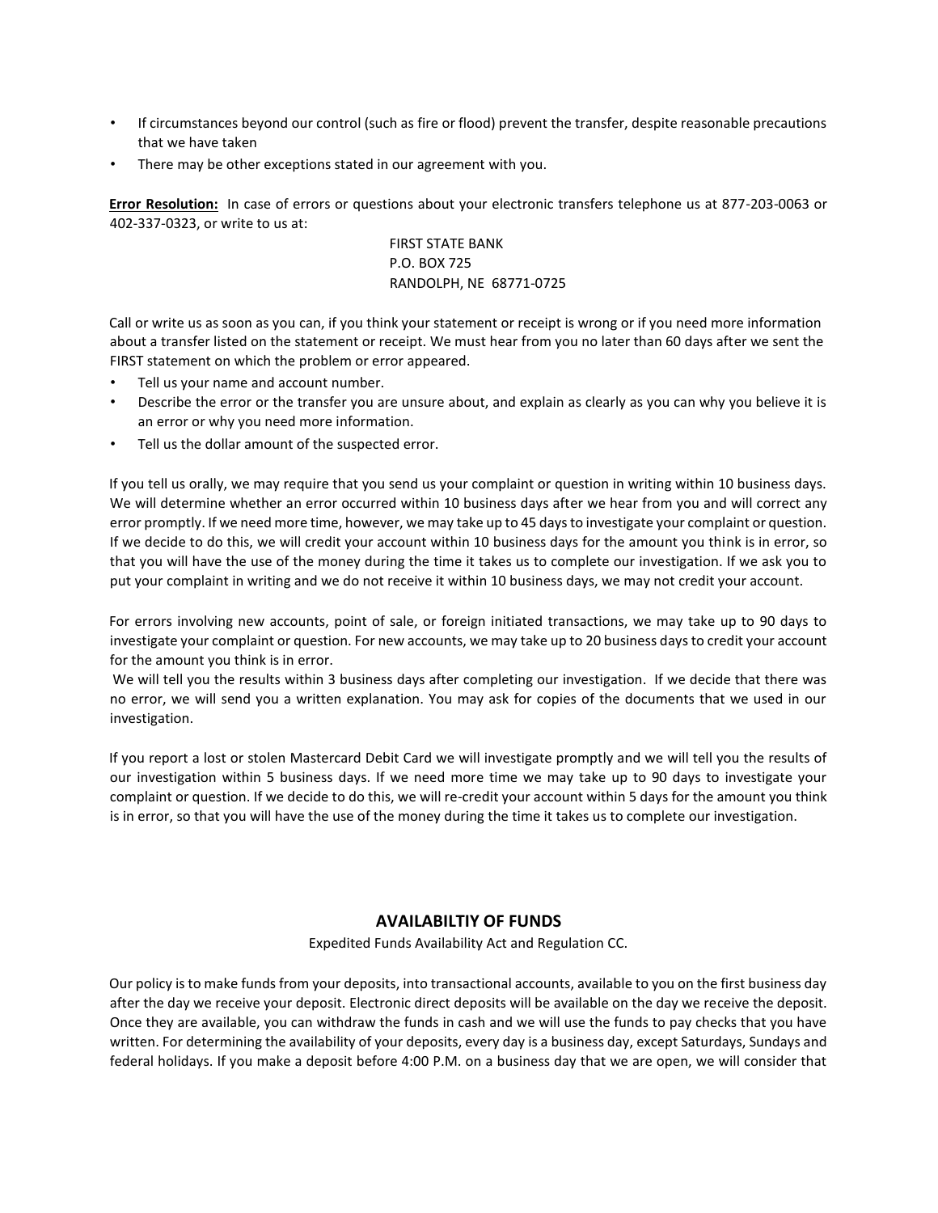- If circumstances beyond our control (such as fire or flood) prevent the transfer, despite reasonable precautions that we have taken
- There may be other exceptions stated in our agreement with you.

**Error Resolution:** In case of errors or questions about your electronic transfers telephone us at 877-203-0063 or 402-337-0323, or write to us at:

FIRST STATE BANK
P.O. BOX 725
RANDOLPH, NE 68771-0725

Call or write us as soon as you can, if you think your statement or receipt is wrong or if you need more information about a transfer listed on the statement or receipt. We must hear from you no later than 60 days after we sent the FIRST statement on which the problem or error appeared.

- Tell us your name and account number.
- Describe the error or the transfer you are unsure about, and explain as clearly as you can why you believe it is an error or why you need more information.
- Tell us the dollar amount of the suspected error.

If you tell us orally, we may require that you send us your complaint or question in writing within 10 business days. We will determine whether an error occurred within 10 business days after we hear from you and will correct any error promptly. If we need more time, however, we may take up to 45 days to investigate your complaint or question. If we decide to do this, we will credit your account within 10 business days for the amount you think is in error, so that you will have the use of the money during the time it takes us to complete our investigation. If we ask you to put your complaint in writing and we do not receive it within 10 business days, we may not credit your account.

For errors involving new accounts, point of sale, or foreign initiated transactions, we may take up to 90 days to investigate your complaint or question. For new accounts, we may take up to 20 business days to credit your account for the amount you think is in error.

We will tell you the results within 3 business days after completing our investigation. If we decide that there was no error, we will send you a written explanation. You may ask for copies of the documents that we used in our investigation.

If you report a lost or stolen Mastercard Debit Card we will investigate promptly and we will tell you the results of our investigation within 5 business days. If we need more time we may take up to 90 days to investigate your complaint or question. If we decide to do this, we will re-credit your account within 5 days for the amount you think is in error, so that you will have the use of the money during the time it takes us to complete our investigation.

## AVAILABILTIY OF FUNDS

Expedited Funds Availability Act and Regulation CC.

Our policy is to make funds from your deposits, into transactional accounts, available to you on the first business day after the day we receive your deposit. Electronic direct deposits will be available on the day we receive the deposit. Once they are available, you can withdraw the funds in cash and we will use the funds to pay checks that you have written. For determining the availability of your deposits, every day is a business day, except Saturdays, Sundays and federal holidays. If you make a deposit before 4:00 P.M. on a business day that we are open, we will consider that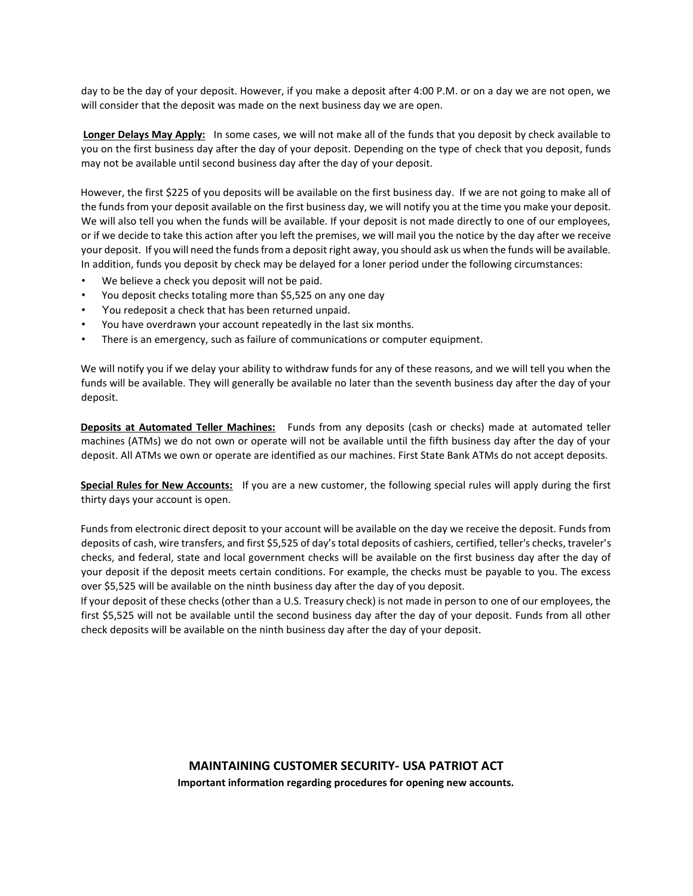day to be the day of your deposit. However, if you make a deposit after 4:00 P.M. or on a day we are not open, we will consider that the deposit was made on the next business day we are open.

**Longer Delays May Apply:** In some cases, we will not make all of the funds that you deposit by check available to you on the first business day after the day of your deposit. Depending on the type of check that you deposit, funds may not be available until second business day after the day of your deposit.

However, the first $225 of you deposits will be available on the first business day. If we are not going to make all of the funds from your deposit available on the first business day, we will notify you at the time you make your deposit. We will also tell you when the funds will be available. If your deposit is not made directly to one of our employees, or if we decide to take this action after you left the premises, we will mail you the notice by the day after we receive your deposit. If you will need the funds from a deposit right away, you should ask us when the funds will be available. In addition, funds you deposit by check may be delayed for a loner period under the following circumstances:

- We believe a check you deposit will not be paid.
- You deposit checks totaling more than $5,525 on any one day
- You redeposit a check that has been returned unpaid.
- You have overdrawn your account repeatedly in the last six months.
- There is an emergency, such as failure of communications or computer equipment.

We will notify you if we delay your ability to withdraw funds for any of these reasons, and we will tell you when the funds will be available. They will generally be available no later than the seventh business day after the day of your deposit.

**Deposits at Automated Teller Machines:** Funds from any deposits (cash or checks) made at automated teller machines (ATMs) we do not own or operate will not be available until the fifth business day after the day of your deposit. All ATMs we own or operate are identified as our machines. First State Bank ATMs do not accept deposits.

**Special Rules for New Accounts:** If you are a new customer, the following special rules will apply during the first thirty days your account is open.

Funds from electronic direct deposit to your account will be available on the day we receive the deposit. Funds from deposits of cash, wire transfers, and first $5,525 of day's total deposits of cashiers, certified, teller's checks, traveler's checks, and federal, state and local government checks will be available on the first business day after the day of your deposit if the deposit meets certain conditions. For example, the checks must be payable to you. The excess over $5,525 will be available on the ninth business day after the day of you deposit.
If your deposit of these checks (other than a U.S. Treasury check) is not made in person to one of our employees, the first $5,525 will not be available until the second business day after the day of your deposit. Funds from all other check deposits will be available on the ninth business day after the day of your deposit.

## MAINTAINING CUSTOMER SECURITY- USA PATRIOT ACT

**Important information regarding procedures for opening new accounts.**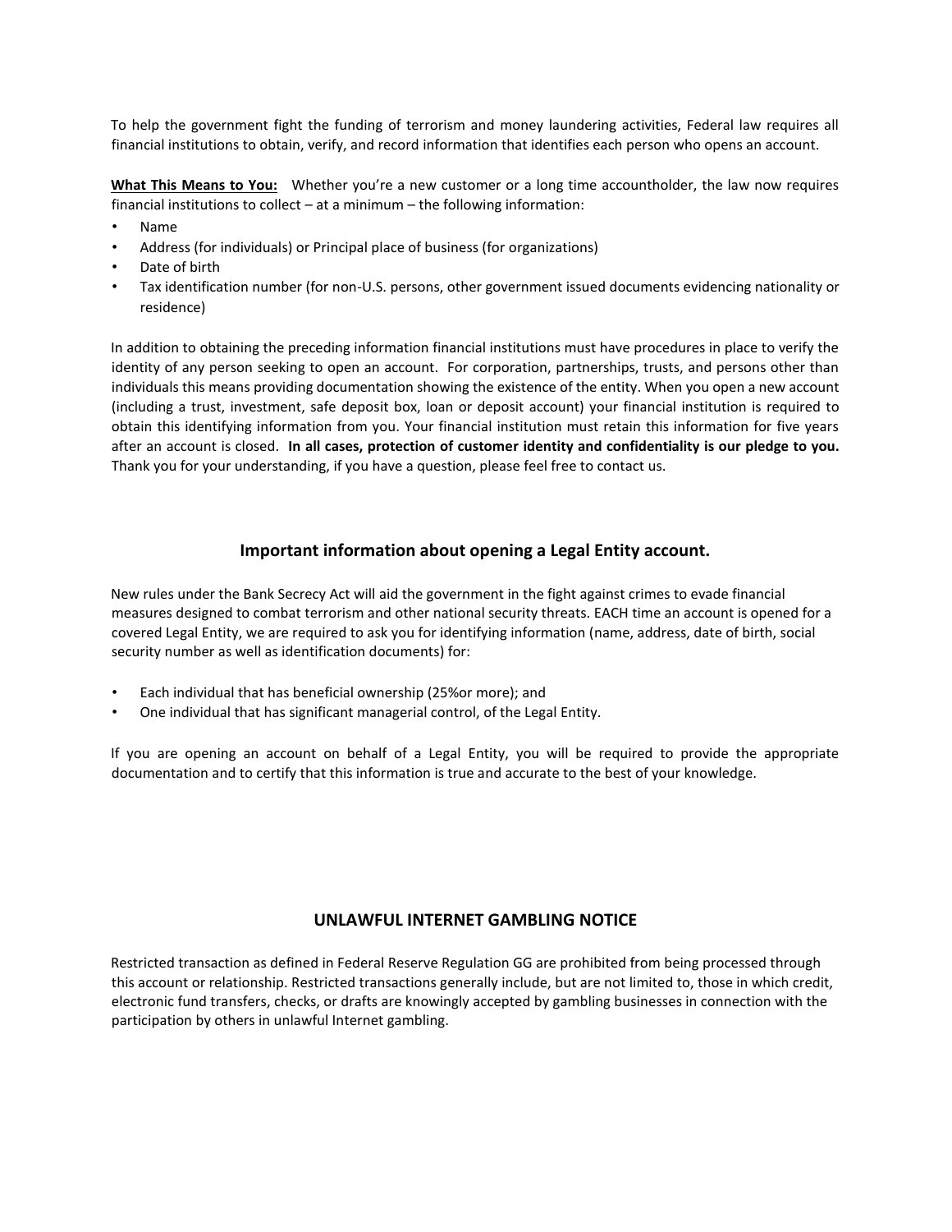To help the government fight the funding of terrorism and money laundering activities, Federal law requires all financial institutions to obtain, verify, and record information that identifies each person who opens an account.

<u>**What This Means to You:**</u> Whether you're a new customer or a long time accountholder, the law now requires financial institutions to collect – at a minimum – the following information:

- Name
- Address (for individuals) or Principal place of business (for organizations)
- Date of birth
- Tax identification number (for non-U.S. persons, other government issued documents evidencing nationality or residence)

In addition to obtaining the preceding information financial institutions must have procedures in place to verify the identity of any person seeking to open an account. For corporation, partnerships, trusts, and persons other than individuals this means providing documentation showing the existence of the entity. When you open a new account (including a trust, investment, safe deposit box, loan or deposit account) your financial institution is required to obtain this identifying information from you. Your financial institution must retain this information for five years after an account is closed. **In all cases, protection of customer identity and confidentiality is our pledge to you.** Thank you for your understanding, if you have a question, please feel free to contact us.

## Important information about opening a Legal Entity account.

New rules under the Bank Secrecy Act will aid the government in the fight against crimes to evade financial measures designed to combat terrorism and other national security threats. EACH time an account is opened for a covered Legal Entity, we are required to ask you for identifying information (name, address, date of birth, social security number as well as identification documents) for:

- Each individual that has beneficial ownership (25%or more); and
- One individual that has significant managerial control, of the Legal Entity.

If you are opening an account on behalf of a Legal Entity, you will be required to provide the appropriate documentation and to certify that this information is true and accurate to the best of your knowledge.

## UNLAWFUL INTERNET GAMBLING NOTICE

Restricted transaction as defined in Federal Reserve Regulation GG are prohibited from being processed through this account or relationship. Restricted transactions generally include, but are not limited to, those in which credit, electronic fund transfers, checks, or drafts are knowingly accepted by gambling businesses in connection with the participation by others in unlawful Internet gambling.